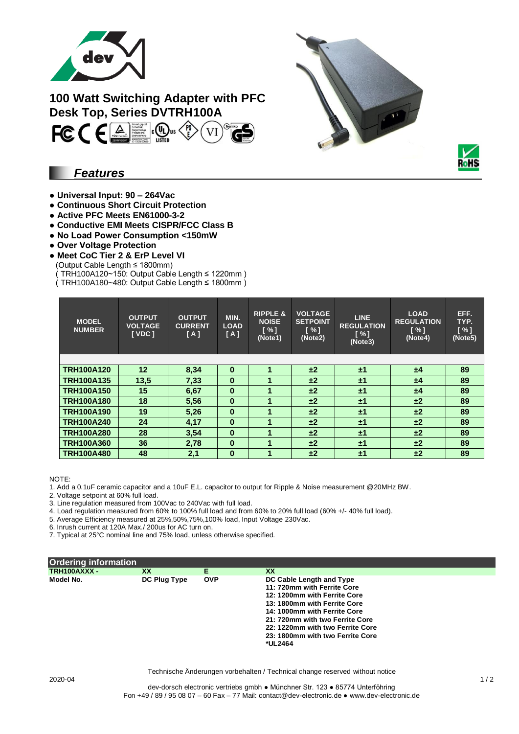# 100 Watt Switching Adapter with PFC Desk Top, Series DVTRH100A

## Features

- **Universal Input: 90 – 264Vac**
- **Continuous Short Circuit Protection**
- **Active PFC Meets EN61000-3-2**
- **Conductive EMI Meets CISPR/FCC Class B**
- **No Load Power Consumption <150mW**
- **Over Voltage Protection**
- **Meet CoC Tier 2 & ErP Level VI**
  (Output Cable Length ≤ 1800mm)
  ( TRH100A120~150: Output Cable Length ≤ 1220mm )
  ( TRH100A180~480: Output Cable Length ≤ 1800mm )

| MODEL NUMBER | OUTPUT VOLTAGE [ VDC ] | OUTPUT CURRENT [ A ] | MIN. LOAD [ A ] | RIPPLE & NOISE [ % ] (Note1) | VOLTAGE SETPOINT [ % ] (Note2) | LINE REGULATION [ % ] (Note3) | LOAD REGULATION [ % ] (Note4) | EFF. TYP. [ % ] (Note5) |
|---|---|---|---|---|---|---|---|---|
| TRH100A120 | 12 | 8,34 | 0 | 1 | ±2 | ±1 | ±4 | 89 |
| TRH100A135 | 13,5 | 7,33 | 0 | 1 | ±2 | ±1 | ±4 | 89 |
| TRH100A150 | 15 | 6,67 | 0 | 1 | ±2 | ±1 | ±4 | 89 |
| TRH100A180 | 18 | 5,56 | 0 | 1 | ±2 | ±1 | ±2 | 89 |
| TRH100A190 | 19 | 5,26 | 0 | 1 | ±2 | ±1 | ±2 | 89 |
| TRH100A240 | 24 | 4,17 | 0 | 1 | ±2 | ±1 | ±2 | 89 |
| TRH100A280 | 28 | 3,54 | 0 | 1 | ±2 | ±1 | ±2 | 89 |
| TRH100A360 | 36 | 2,78 | 0 | 1 | ±2 | ±1 | ±2 | 89 |
| TRH100A480 | 48 | 2,1 | 0 | 1 | ±2 | ±1 | ±2 | 89 |

NOTE:

1. Add a 0.1uF ceramic capacitor and a 10uF E.L. capacitor to output for Ripple & Noise measurement @20MHz BW.
2. Voltage setpoint at 60% full load.
3. Line regulation measured from 100Vac to 240Vac with full load.
4. Load regulation measured from 60% to 100% full load and from 60% to 20% full load (60% +/- 40% full load).
5. Average Efficiency measured at 25%,50%,75%,100% load, Input Voltage 230Vac.
6. Inrush current at 120A Max./ 200us for AC turn on.
7. Typical at 25°C nominal line and 75% load, unless otherwise specified.

## Ordering information

| TRH100AXXX - | XX | E | XX |
|---|---|---|---|
| Model No. | DC Plug Type | OVP | DC Cable Length and Type<br>11: 720mm with Ferrite Core<br>12: 1200mm with Ferrite Core<br>13: 1800mm with Ferrite Core<br>14: 1000mm with Ferrite Core<br>21: 720mm with two Ferrite Core<br>22: 1220mm with two Ferrite Core<br>23: 1800mm with two Ferrite Core<br>*UL2464 |

Technische Änderungen vorbehalten / Technical change reserved without notice

2020-04

dev-dorsch electronic vertriebs gmbh ● Münchner Str. 123 ● 85774 Unterföhring
Fon +49 / 89 / 95 08 07 – 60 Fax – 77 Mail: contact@dev-electronic.de ● www.dev-electronic.de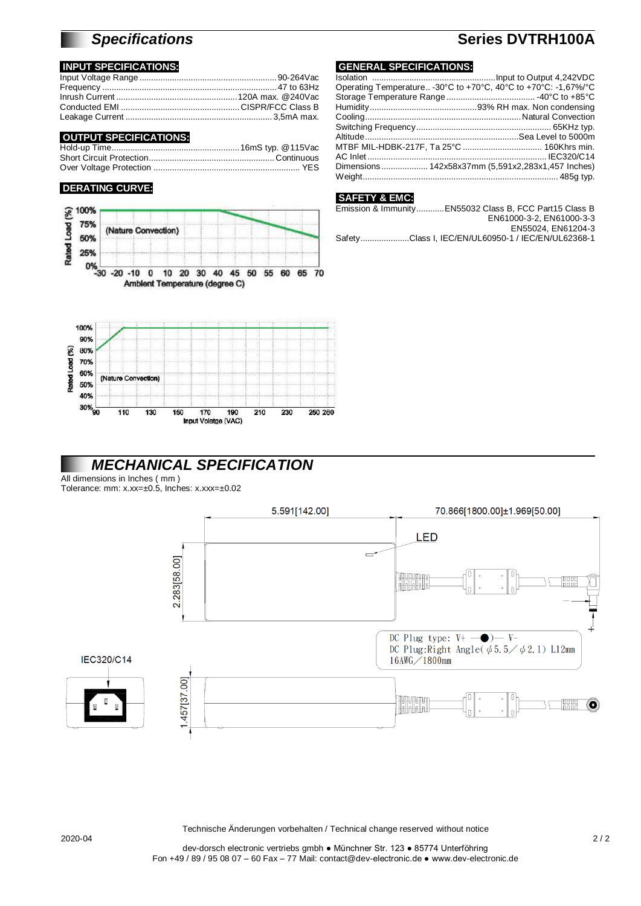# *Specifications*

## Series DVTRH100A

### INPUT SPECIFICATIONS:

| | |
|---|---|
| Input Voltage Range | 90-264Vac |
| Frequency | 47 to 63Hz |
| Inrush Current | 120A max. @240Vac |
| Conducted EMI | CISPR/FCC Class B |
| Leakage Current | 3,5mA max. |

### OUTPUT SPECIFICATIONS:

| | |
|---|---|
| Hold-up Time | 16mS typ. @115Vac |
| Short Circuit Protection | Continuous |
| Over Voltage Protection | YES |

### DERATING CURVE:

Rated Load (%)
100%
75%
50%
25%
0%
(Nature Convection)
-30 -20 -10 0 10 20 30 40 45 50 55 60 65 70
Ambient Temperature (degree C)

Rated Load (%)
100%
90%
80%
70%
60%
50%
40%
30%
(Nature Convection)
90 110 130 150 170 190 210 230 250 260
Input Volatge (VAC)

### GENERAL SPECIFICATIONS:

| | |
|---|---|
| Isolation | Input to Output 4,242VDC |
| Operating Temperature | -30°C to +70°C, 40°C to +70°C: -1,67%/°C |
| Storage Temperature Range | -40°C to +85°C |
| Humidity | 93% RH max. Non condensing |
| Cooling | Natural Convection |
| Switching Frequency | 65KHz typ. |
| Altitude | Sea Level to 5000m |
| MTBF MIL-HDBK-217F, Ta 25°C | 160Khrs min. |
| AC Inlet | IEC320/C14 |
| Dimensions | 142x58x37mm (5,591x2,283x1,457 Inches) |
| Weight | 485g typ. |

### SAFETY & EMC:

| | |
|---|---|
| Emission & Immunity | EN55032 Class B, FCC Part15 Class B<br>EN61000-3-2, EN61000-3-3<br>EN55024, EN61204-3 |
| Safety | Class I, IEC/EN/UL60950-1 / IEC/EN/UL62368-1 |

# *MECHANICAL SPECIFICATION*

All dimensions in Inches ( mm )
Tolerance: mm: x.xx=±0.5, Inches: x.xxx=±0.02

5.591[142.00]
70.866[1800.00]±1.969[50.00]
LED
2.283[58.00]
DC Plug type: V+ —●)— V-
DC Plug:Right Angle( ϕ5.5／ϕ2.1) L12mm
16AWG／1800mm
IEC320/C14
1.457[37.00]

Technische Änderungen vorbehalten / Technical change reserved without notice

2020-04

dev-dorsch electronic vertriebs gmbh ● Münchner Str. 123 ● 85774 Unterföhring
Fon +49 / 89 / 95 08 07 – 60 Fax – 77 Mail: contact@dev-electronic.de ● www.dev-electronic.de